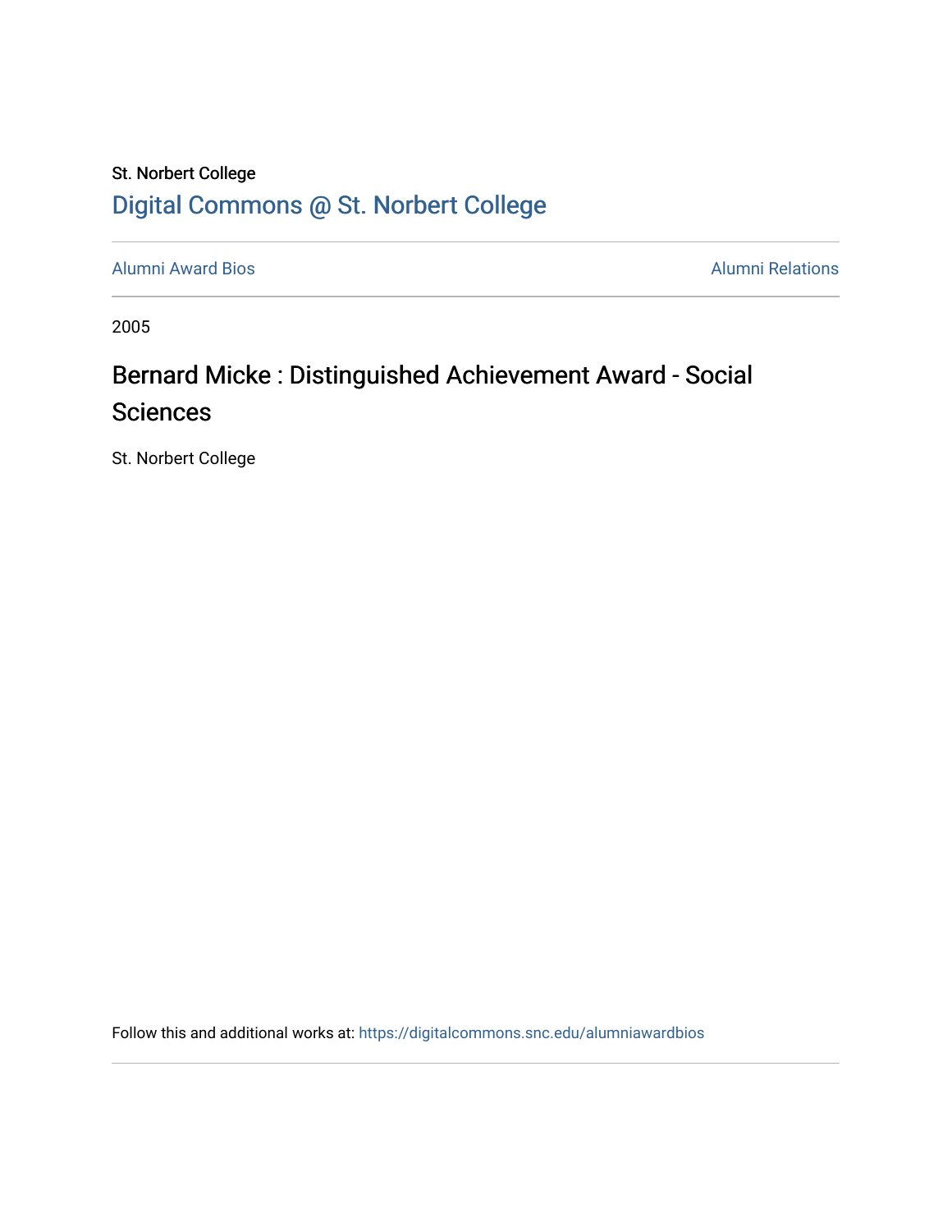St. Norbert College

Digital Commons @ St. Norbert College

---

Alumni Award Bios | Alumni Relations

---

2005

# Bernard Micke : Distinguished Achievement Award - Social Sciences

St. Norbert College

Follow this and additional works at: https://digitalcommons.snc.edu/alumniawardbios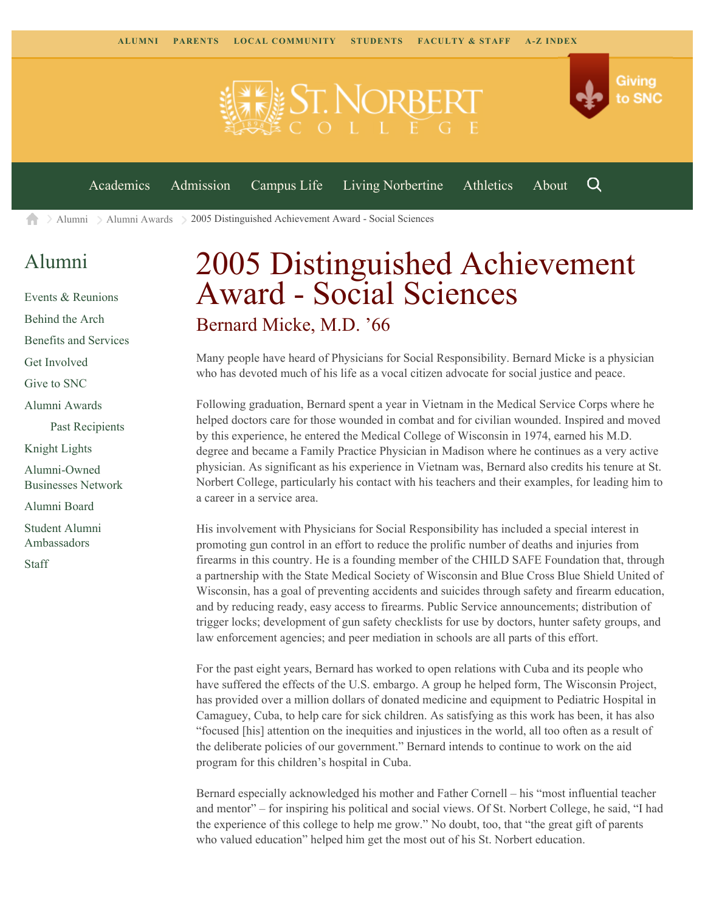# 2005 Distinguished Achievement Award - Social Sciences

## Bernard Micke, M.D. '66

Many people have heard of Physicians for Social Responsibility. Bernard Micke is a physician who has devoted much of his life as a vocal citizen advocate for social justice and peace.

Following graduation, Bernard spent a year in Vietnam in the Medical Service Corps where he helped doctors care for those wounded in combat and for civilian wounded. Inspired and moved by this experience, he entered the Medical College of Wisconsin in 1974, earned his M.D. degree and became a Family Practice Physician in Madison where he continues as a very active physician. As significant as his experience in Vietnam was, Bernard also credits his tenure at St. Norbert College, particularly his contact with his teachers and their examples, for leading him to a career in a service area.

His involvement with Physicians for Social Responsibility has included a special interest in promoting gun control in an effort to reduce the prolific number of deaths and injuries from firearms in this country. He is a founding member of the CHILD SAFE Foundation that, through a partnership with the State Medical Society of Wisconsin and Blue Cross Blue Shield United of Wisconsin, has a goal of preventing accidents and suicides through safety and firearm education, and by reducing ready, easy access to firearms. Public Service announcements; distribution of trigger locks; development of gun safety checklists for use by doctors, hunter safety groups, and law enforcement agencies; and peer mediation in schools are all parts of this effort.

For the past eight years, Bernard has worked to open relations with Cuba and its people who have suffered the effects of the U.S. embargo. A group he helped form, The Wisconsin Project, has provided over a million dollars of donated medicine and equipment to Pediatric Hospital in Camaguey, Cuba, to help care for sick children. As satisfying as this work has been, it has also "focused [his] attention on the inequities and injustices in the world, all too often as a result of the deliberate policies of our government." Bernard intends to continue to work on the aid program for this children's hospital in Cuba.

Bernard especially acknowledged his mother and Father Cornell – his "most influential teacher and mentor" – for inspiring his political and social views. Of St. Norbert College, he said, "I had the experience of this college to help me grow." No doubt, too, that "the great gift of parents who valued education" helped him get the most out of his St. Norbert education.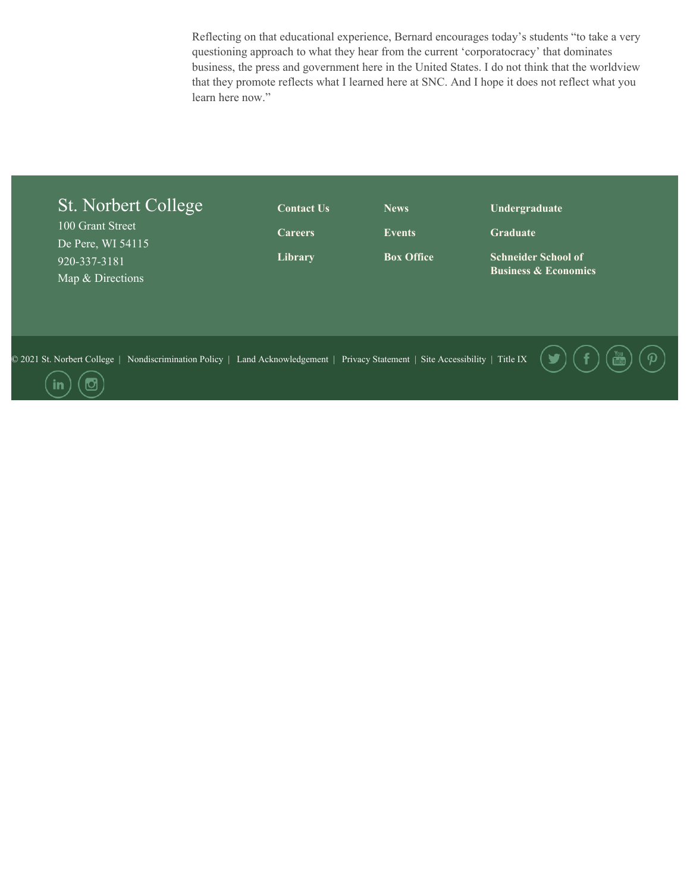Reflecting on that educational experience, Bernard encourages today's students "to take a very questioning approach to what they hear from the current 'corporatocracy' that dominates business, the press and government here in the United States. I do not think that the worldview that they promote reflects what I learned here at SNC. And I hope it does not reflect what you learn here now."

St. Norbert College
100 Grant Street
De Pere, WI 54115
920-337-3181
Map & Directions

**Contact Us**
**Careers**
**Library**

**News**
**Events**
**Box Office**

**Undergraduate**
**Graduate**
**Schneider School of Business & Economics**

© 2021 St. Norbert College | Nondiscrimination Policy | Land Acknowledgement | Privacy Statement | Site Accessibility | Title IX